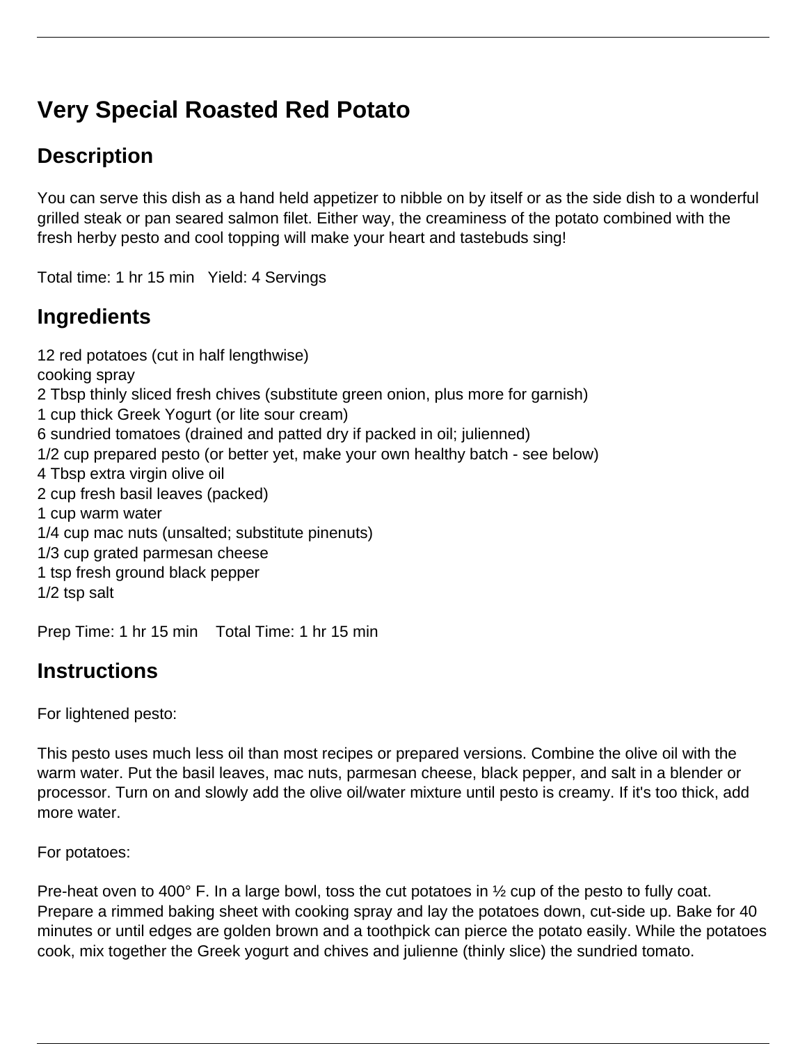# Very Special Roasted Red Potato

## Description

You can serve this dish as a hand held appetizer to nibble on by itself or as the side dish to a wonderful grilled steak or pan seared salmon filet. Either way, the creaminess of the potato combined with the fresh herby pesto and cool topping will make your heart and tastebuds sing!

Total time: 1 hr 15 min   Yield: 4 Servings

## Ingredients

12 red potatoes (cut in half lengthwise)
cooking spray
2 Tbsp thinly sliced fresh chives (substitute green onion, plus more for garnish)
1 cup thick Greek Yogurt (or lite sour cream)
6 sundried tomatoes (drained and patted dry if packed in oil; julienned)
1/2 cup prepared pesto (or better yet, make your own healthy batch - see below)
4 Tbsp extra virgin olive oil
2 cup fresh basil leaves (packed)
1 cup warm water
1/4 cup mac nuts (unsalted; substitute pinenuts)
1/3 cup grated parmesan cheese
1 tsp fresh ground black pepper
1/2 tsp salt

Prep Time: 1 hr 15 min    Total Time: 1 hr 15 min

## Instructions

For lightened pesto:

This pesto uses much less oil than most recipes or prepared versions. Combine the olive oil with the warm water. Put the basil leaves, mac nuts, parmesan cheese, black pepper, and salt in a blender or processor. Turn on and slowly add the olive oil/water mixture until pesto is creamy. If it's too thick, add more water.

For potatoes:

Pre-heat oven to 400° F. In a large bowl, toss the cut potatoes in ½ cup of the pesto to fully coat. Prepare a rimmed baking sheet with cooking spray and lay the potatoes down, cut-side up. Bake for 40 minutes or until edges are golden brown and a toothpick can pierce the potato easily. While the potatoes cook, mix together the Greek yogurt and chives and julienne (thinly slice) the sundried tomato.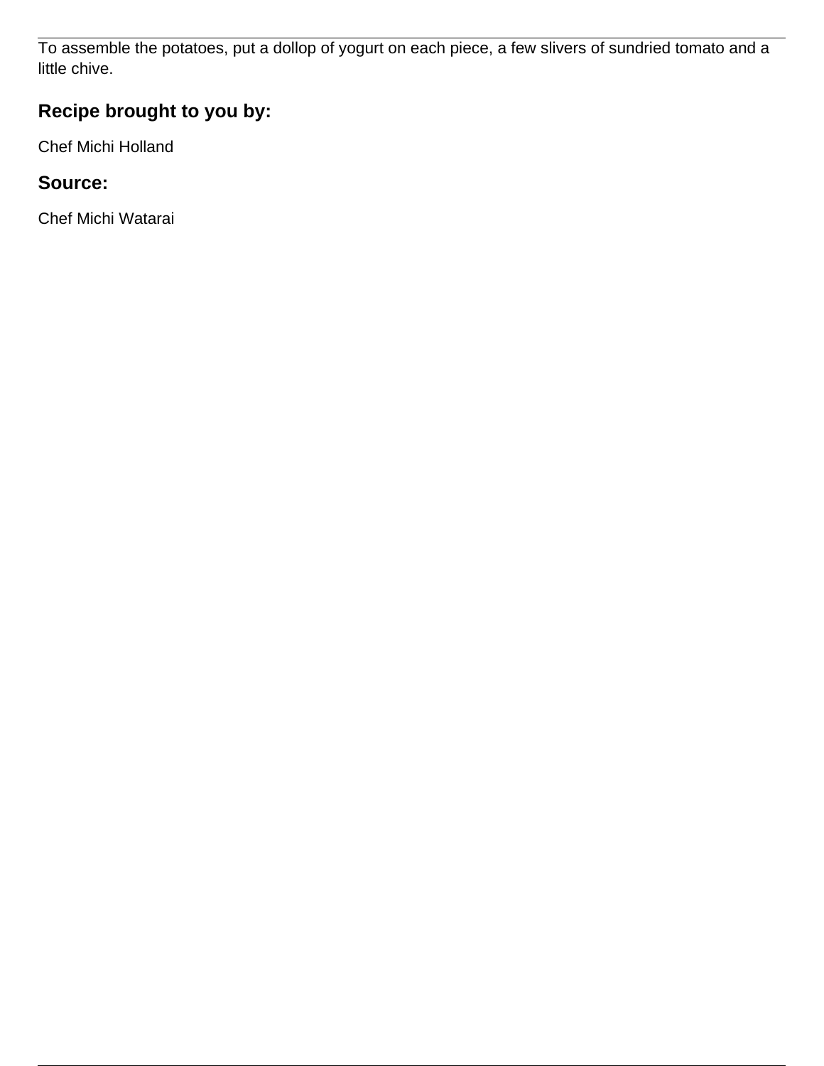To assemble the potatoes, put a dollop of yogurt on each piece, a few slivers of sundried tomato and a little chive.

### Recipe brought to you by:

Chef Michi Holland

### Source:

Chef Michi Watarai